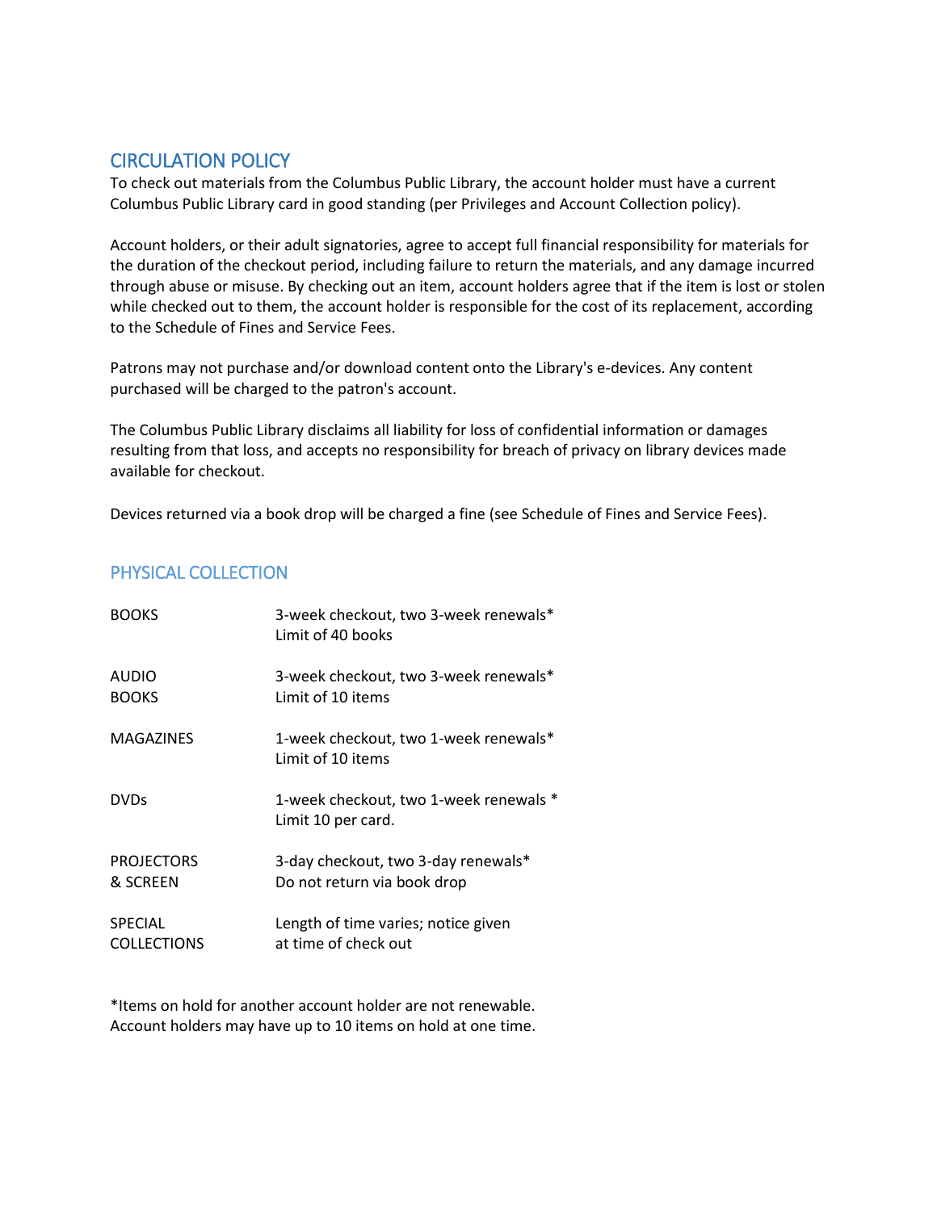## CIRCULATION POLICY

To check out materials from the Columbus Public Library, the account holder must have a current Columbus Public Library card in good standing (per Privileges and Account Collection policy).

Account holders, or their adult signatories, agree to accept full financial responsibility for materials for the duration of the checkout period, including failure to return the materials, and any damage incurred through abuse or misuse. By checking out an item, account holders agree that if the item is lost or stolen while checked out to them, the account holder is responsible for the cost of its replacement, according to the Schedule of Fines and Service Fees.

Patrons may not purchase and/or download content onto the Library's e-devices. Any content purchased will be charged to the patron's account.

The Columbus Public Library disclaims all liability for loss of confidential information or damages resulting from that loss, and accepts no responsibility for breach of privacy on library devices made available for checkout.

Devices returned via a book drop will be charged a fine (see Schedule of Fines and Service Fees).

### PHYSICAL COLLECTION

| | |
|---|---|
| BOOKS | 3-week checkout, two 3-week renewals*<br>Limit of 40 books |
| AUDIO BOOKS | 3-week checkout, two 3-week renewals*<br>Limit of 10 items |
| MAGAZINES | 1-week checkout, two 1-week renewals*<br>Limit of 10 items |
| DVDs | 1-week checkout, two 1-week renewals *<br>Limit 10 per card. |
| PROJECTORS & SCREEN | 3-day checkout, two 3-day renewals*<br>Do not return via book drop |
| SPECIAL COLLECTIONS | Length of time varies; notice given at time of check out |

*Items on hold for another account holder are not renewable.
Account holders may have up to 10 items on hold at one time.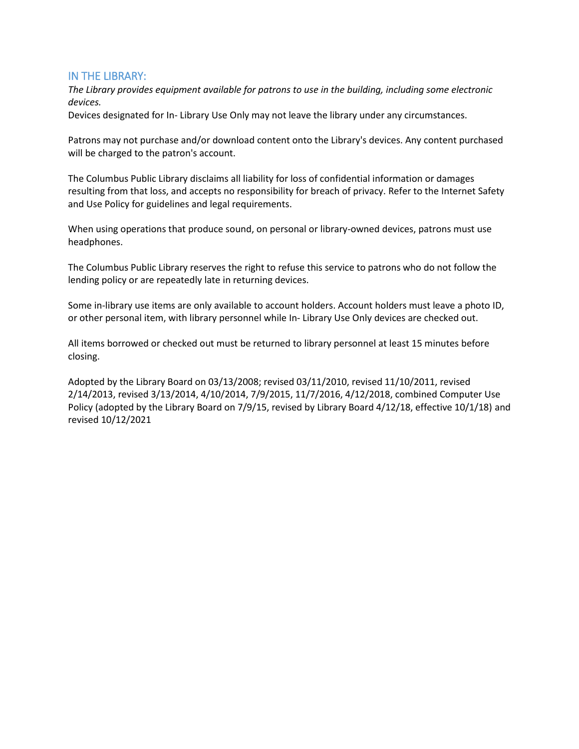## IN THE LIBRARY:

*The Library provides equipment available for patrons to use in the building, including some electronic devices.*

Devices designated for In- Library Use Only may not leave the library under any circumstances.

Patrons may not purchase and/or download content onto the Library's devices. Any content purchased will be charged to the patron's account.

The Columbus Public Library disclaims all liability for loss of confidential information or damages resulting from that loss, and accepts no responsibility for breach of privacy. Refer to the Internet Safety and Use Policy for guidelines and legal requirements.

When using operations that produce sound, on personal or library-owned devices, patrons must use headphones.

The Columbus Public Library reserves the right to refuse this service to patrons who do not follow the lending policy or are repeatedly late in returning devices.

Some in-library use items are only available to account holders. Account holders must leave a photo ID, or other personal item, with library personnel while In- Library Use Only devices are checked out.

All items borrowed or checked out must be returned to library personnel at least 15 minutes before closing.

Adopted by the Library Board on 03/13/2008; revised 03/11/2010, revised 11/10/2011, revised 2/14/2013, revised 3/13/2014, 4/10/2014, 7/9/2015, 11/7/2016, 4/12/2018, combined Computer Use Policy (adopted by the Library Board on 7/9/15, revised by Library Board 4/12/18, effective 10/1/18) and revised 10/12/2021